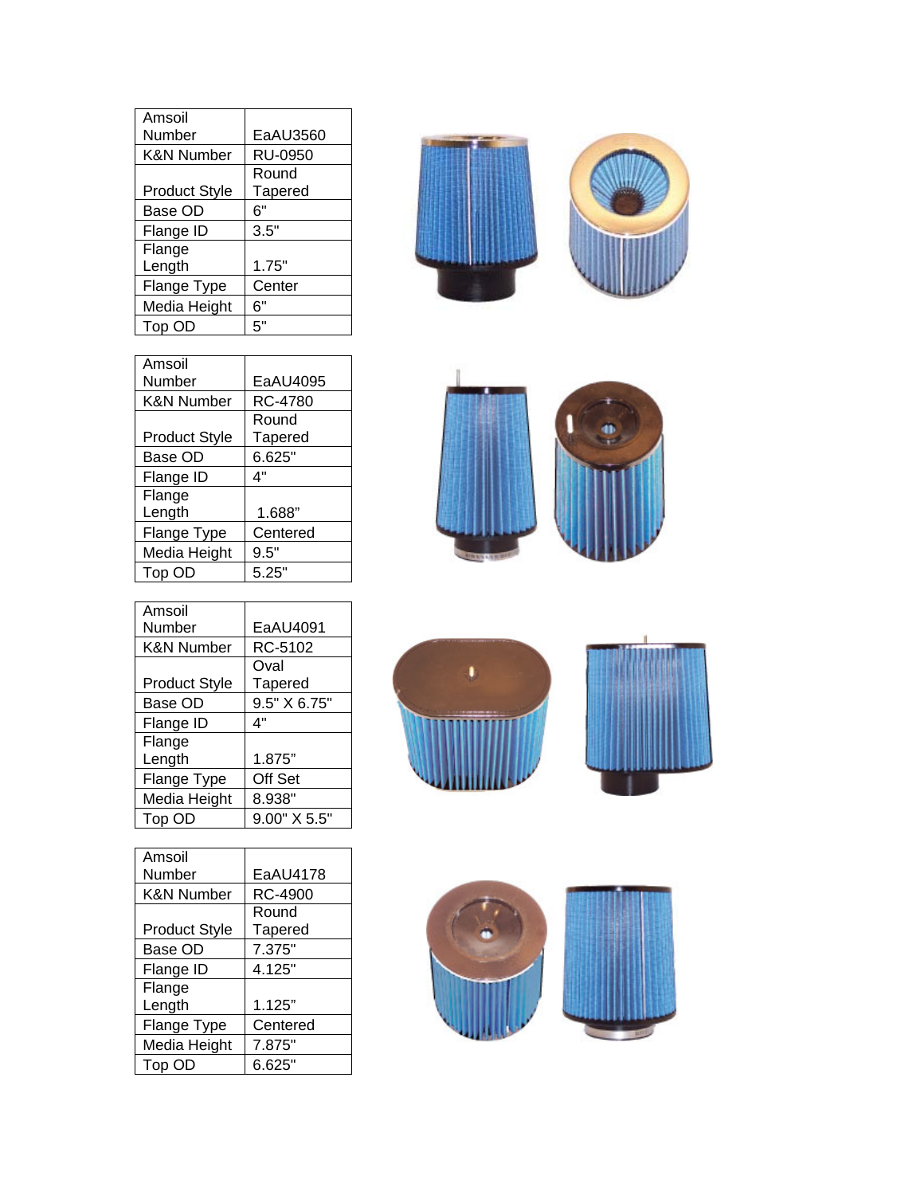| Amsoil Number | EaAU3560 |
|---|---|
| K&N Number | RU-0950 |
| Product Style | Round Tapered |
| Base OD | 6" |
| Flange ID | 3.5" |
| Flange Length | 1.75" |
| Flange Type | Center |
| Media Height | 6" |
| Top OD | 5" |

| Amsoil Number | EaAU4095 |
|---|---|
| K&N Number | RC-4780 |
| Product Style | Round Tapered |
| Base OD | 6.625" |
| Flange ID | 4" |
| Flange Length | 1.688” |
| Flange Type | Centered |
| Media Height | 9.5" |
| Top OD | 5.25" |

| Amsoil Number | EaAU4091 |
|---|---|
| K&N Number | RC-5102 |
| Product Style | Oval Tapered |
| Base OD | 9.5" X 6.75" |
| Flange ID | 4" |
| Flange Length | 1.875” |
| Flange Type | Off Set |
| Media Height | 8.938" |
| Top OD | 9.00" X 5.5" |

| Amsoil Number | EaAU4178 |
|---|---|
| K&N Number | RC-4900 |
| Product Style | Round Tapered |
| Base OD | 7.375" |
| Flange ID | 4.125" |
| Flange Length | 1.125” |
| Flange Type | Centered |
| Media Height | 7.875" |
| Top OD | 6.625" |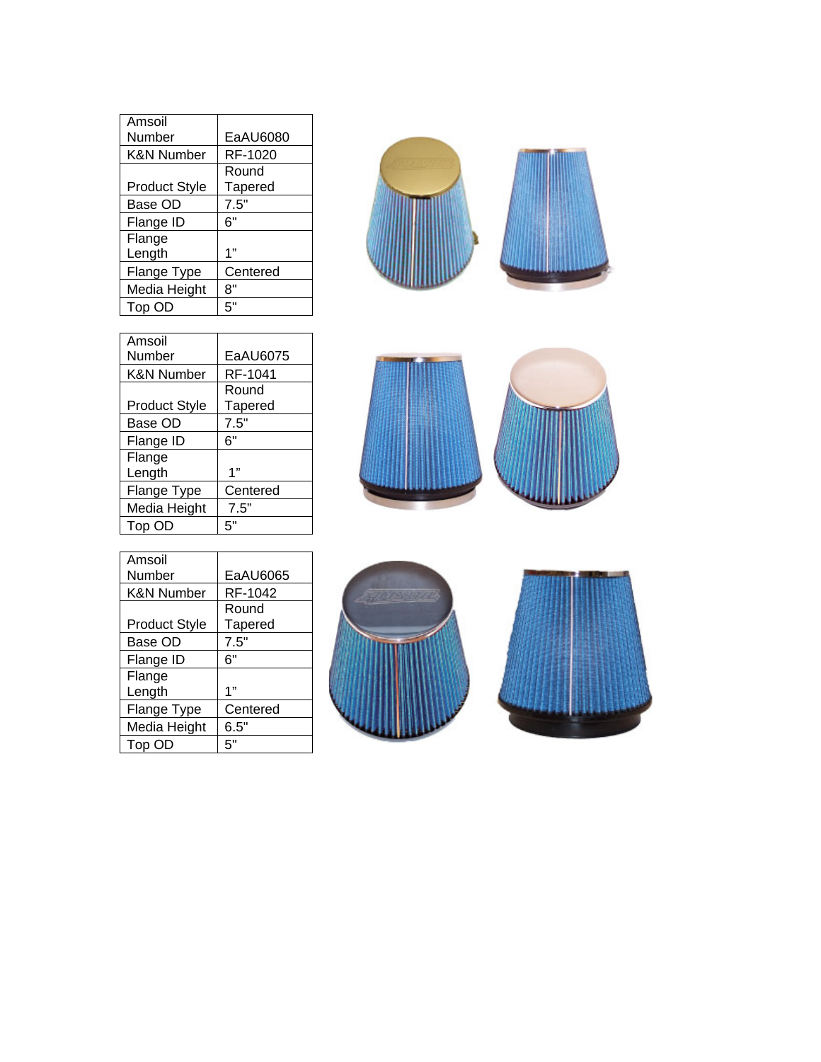| Amsoil Number | EaAU6080 |
|---|---|
| K&N Number | RF-1020 |
| Product Style | Round Tapered |
| Base OD | 7.5" |
| Flange ID | 6" |
| Flange Length | 1” |
| Flange Type | Centered |
| Media Height | 8" |
| Top OD | 5" |

| Amsoil Number | EaAU6075 |
|---|---|
| K&N Number | RF-1041 |
| Product Style | Round Tapered |
| Base OD | 7.5" |
| Flange ID | 6" |
| Flange Length | 1” |
| Flange Type | Centered |
| Media Height | 7.5” |
| Top OD | 5" |

| Amsoil Number | EaAU6065 |
|---|---|
| K&N Number | RF-1042 |
| Product Style | Round Tapered |
| Base OD | 7.5" |
| Flange ID | 6" |
| Flange Length | 1” |
| Flange Type | Centered |
| Media Height | 6.5" |
| Top OD | 5" |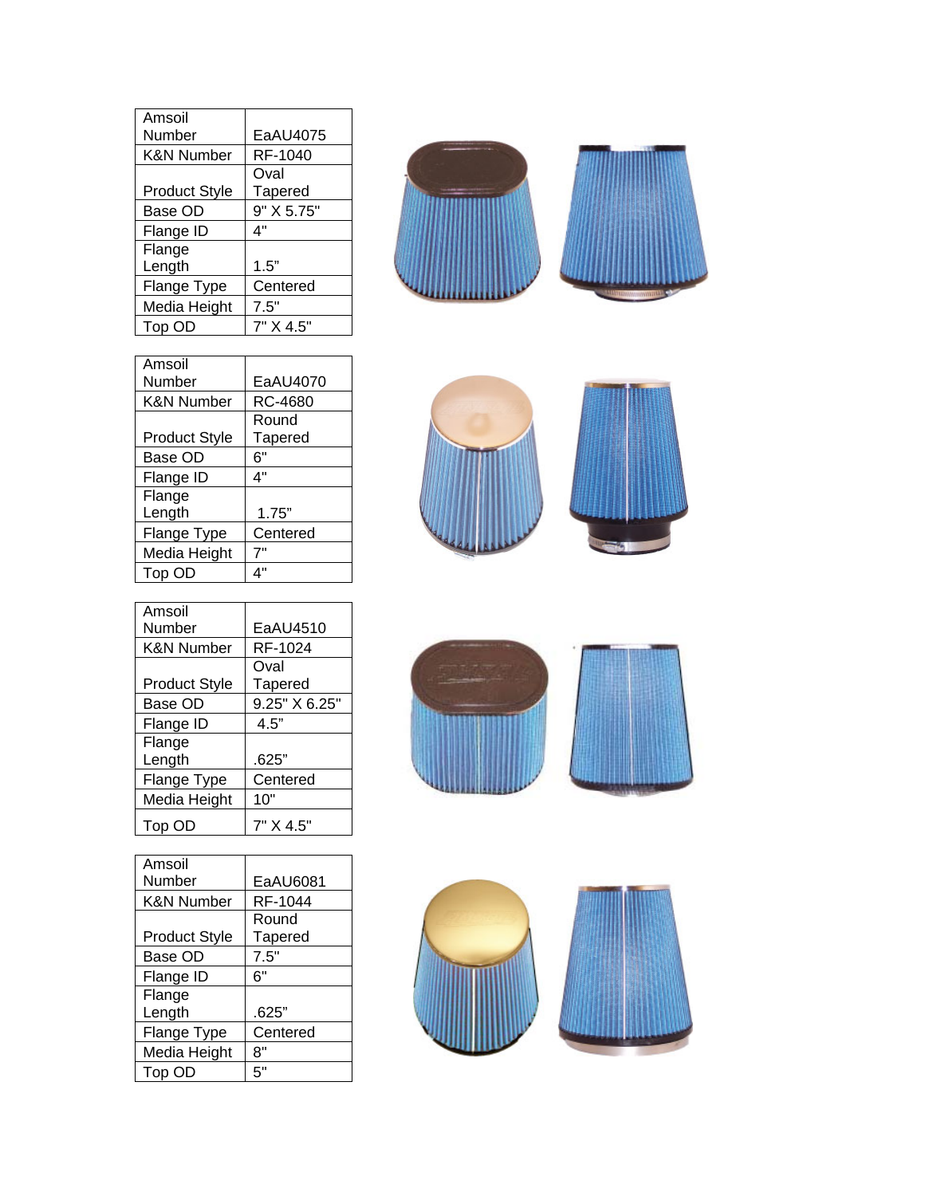| Amsoil Number | EaAU4075 |
| --- | --- |
| K&N Number | RF-1040 |
| Product Style | Oval Tapered |
| Base OD | 9" X 5.75" |
| Flange ID | 4" |
| Flange Length | 1.5" |
| Flange Type | Centered |
| Media Height | 7.5" |
| Top OD | 7" X 4.5" |

| Amsoil Number | EaAU4070 |
| --- | --- |
| K&N Number | RC-4680 |
| Product Style | Round Tapered |
| Base OD | 6" |
| Flange ID | 4" |
| Flange Length | 1.75" |
| Flange Type | Centered |
| Media Height | 7" |
| Top OD | 4" |

| Amsoil Number | EaAU4510 |
| --- | --- |
| K&N Number | RF-1024 |
| Product Style | Oval Tapered |
| Base OD | 9.25" X 6.25" |
| Flange ID | 4.5" |
| Flange Length | .625" |
| Flange Type | Centered |
| Media Height | 10" |
| Top OD | 7" X 4.5" |

| Amsoil Number | EaAU6081 |
| --- | --- |
| K&N Number | RF-1044 |
| Product Style | Round Tapered |
| Base OD | 7.5" |
| Flange ID | 6" |
| Flange Length | .625" |
| Flange Type | Centered |
| Media Height | 8" |
| Top OD | 5" |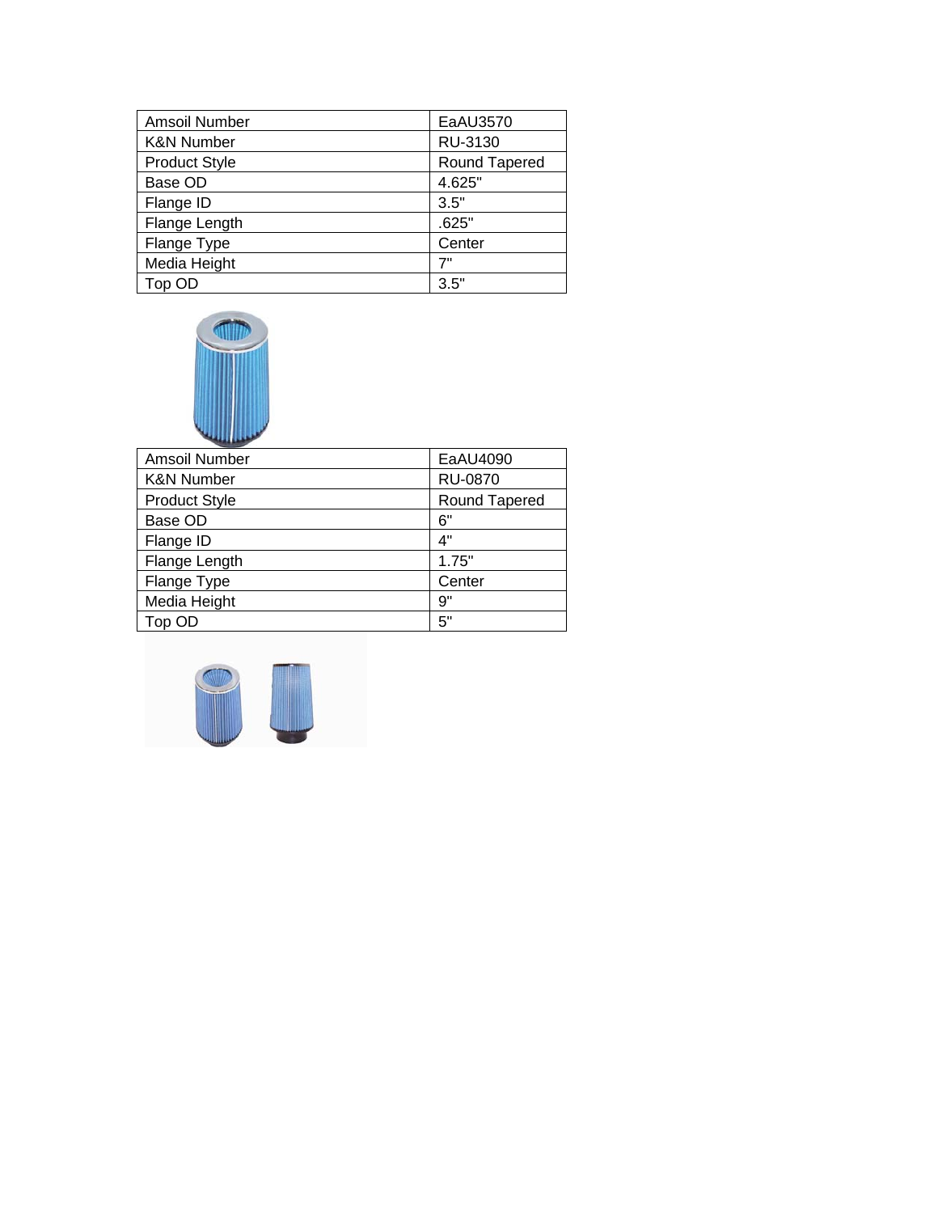| Amsoil Number | EaAU3570 |
|---|---|
| K&N Number | RU-3130 |
| Product Style | Round Tapered |
| Base OD | 4.625" |
| Flange ID | 3.5" |
| Flange Length | .625" |
| Flange Type | Center |
| Media Height | 7" |
| Top OD | 3.5" |

| Amsoil Number | EaAU4090 |
|---|---|
| K&N Number | RU-0870 |
| Product Style | Round Tapered |
| Base OD | 6" |
| Flange ID | 4" |
| Flange Length | 1.75" |
| Flange Type | Center |
| Media Height | 9" |
| Top OD | 5" |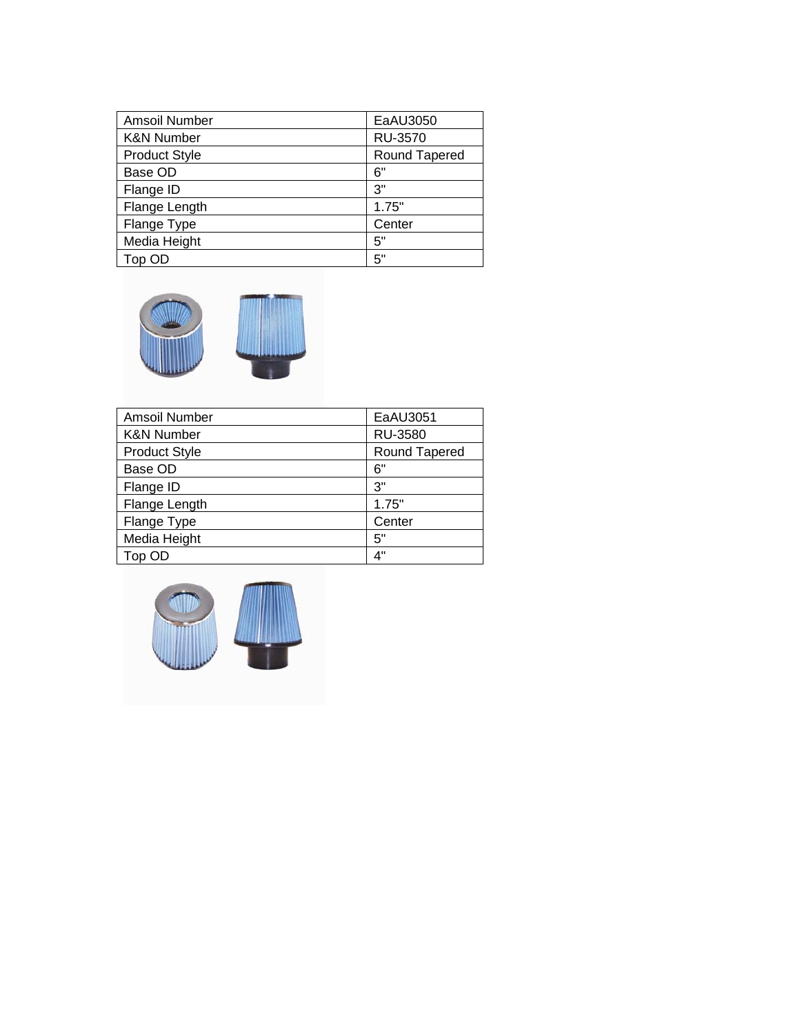| Amsoil Number | EaAU3050 |
| --- | --- |
| K&N Number | RU-3570 |
| Product Style | Round Tapered |
| Base OD | 6" |
| Flange ID | 3" |
| Flange Length | 1.75" |
| Flange Type | Center |
| Media Height | 5" |
| Top OD | 5" |

| Amsoil Number | EaAU3051 |
| --- | --- |
| K&N Number | RU-3580 |
| Product Style | Round Tapered |
| Base OD | 6" |
| Flange ID | 3" |
| Flange Length | 1.75" |
| Flange Type | Center |
| Media Height | 5" |
| Top OD | 4" |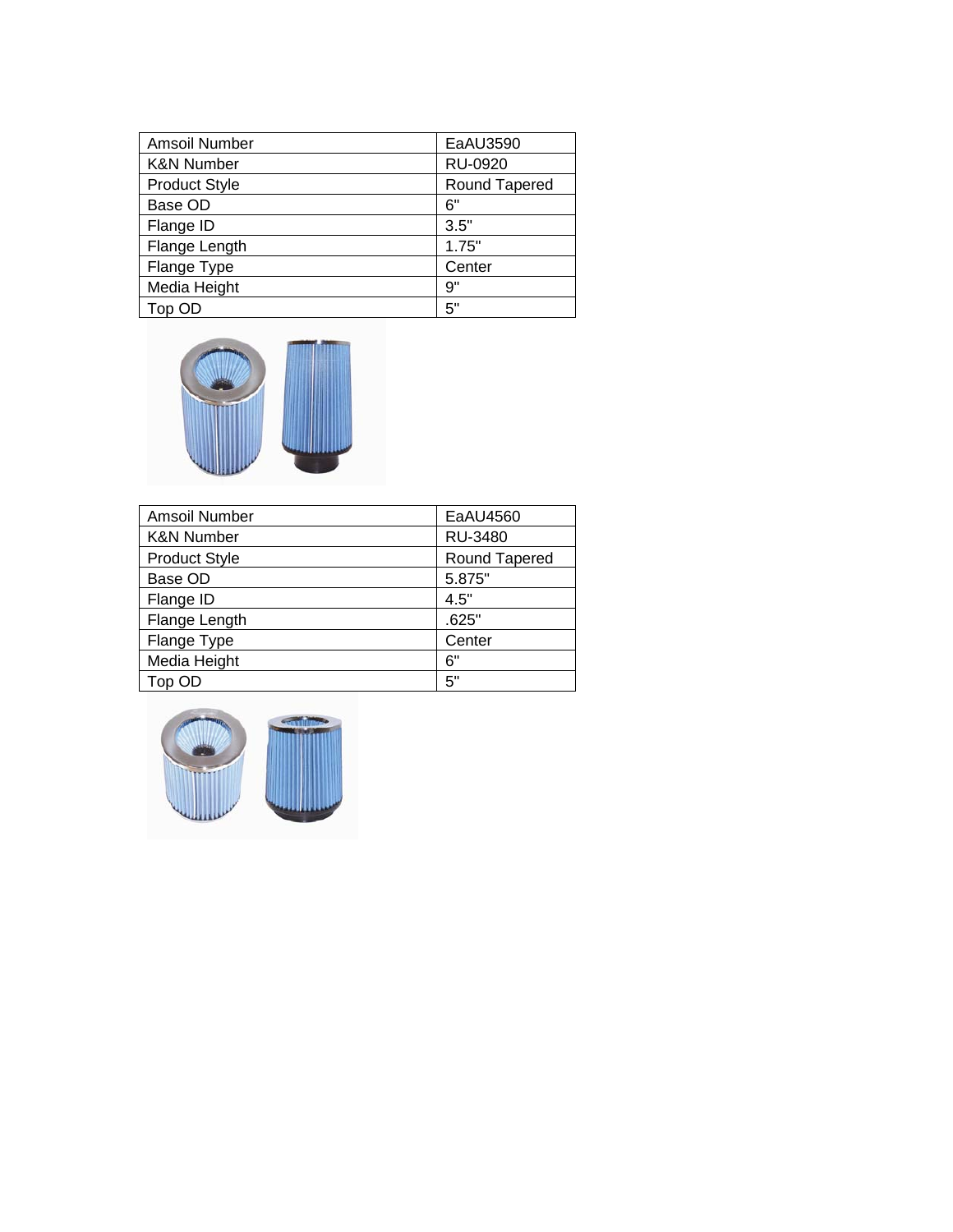| Amsoil Number | EaAU3590 |
|---|---|
| K&N Number | RU-0920 |
| Product Style | Round Tapered |
| Base OD | 6" |
| Flange ID | 3.5" |
| Flange Length | 1.75" |
| Flange Type | Center |
| Media Height | 9" |
| Top OD | 5" |

| Amsoil Number | EaAU4560 |
|---|---|
| K&N Number | RU-3480 |
| Product Style | Round Tapered |
| Base OD | 5.875" |
| Flange ID | 4.5" |
| Flange Length | .625" |
| Flange Type | Center |
| Media Height | 6" |
| Top OD | 5" |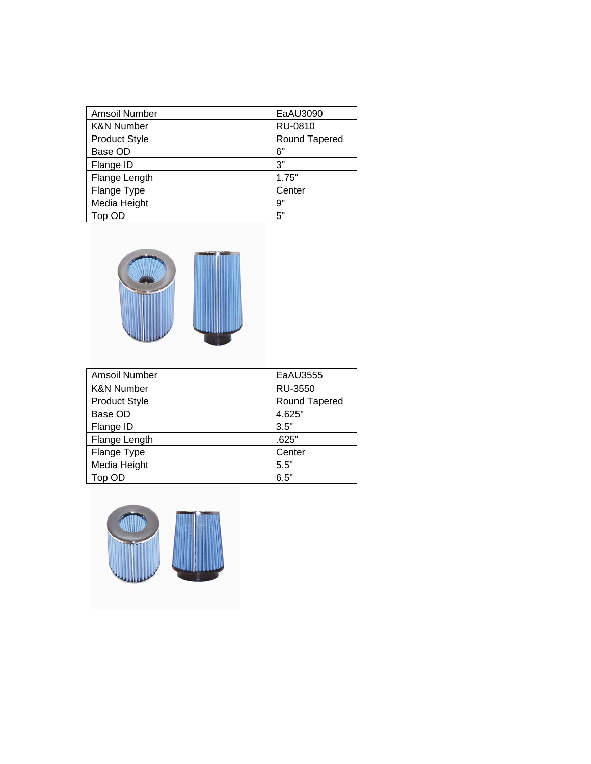| Amsoil Number | EaAU3090 |
|---|---|
| K&N Number | RU-0810 |
| Product Style | Round Tapered |
| Base OD | 6" |
| Flange ID | 3" |
| Flange Length | 1.75" |
| Flange Type | Center |
| Media Height | 9" |
| Top OD | 5" |

| Amsoil Number | EaAU3555 |
|---|---|
| K&N Number | RU-3550 |
| Product Style | Round Tapered |
| Base OD | 4.625" |
| Flange ID | 3.5" |
| Flange Length | .625" |
| Flange Type | Center |
| Media Height | 5.5" |
| Top OD | 6.5" |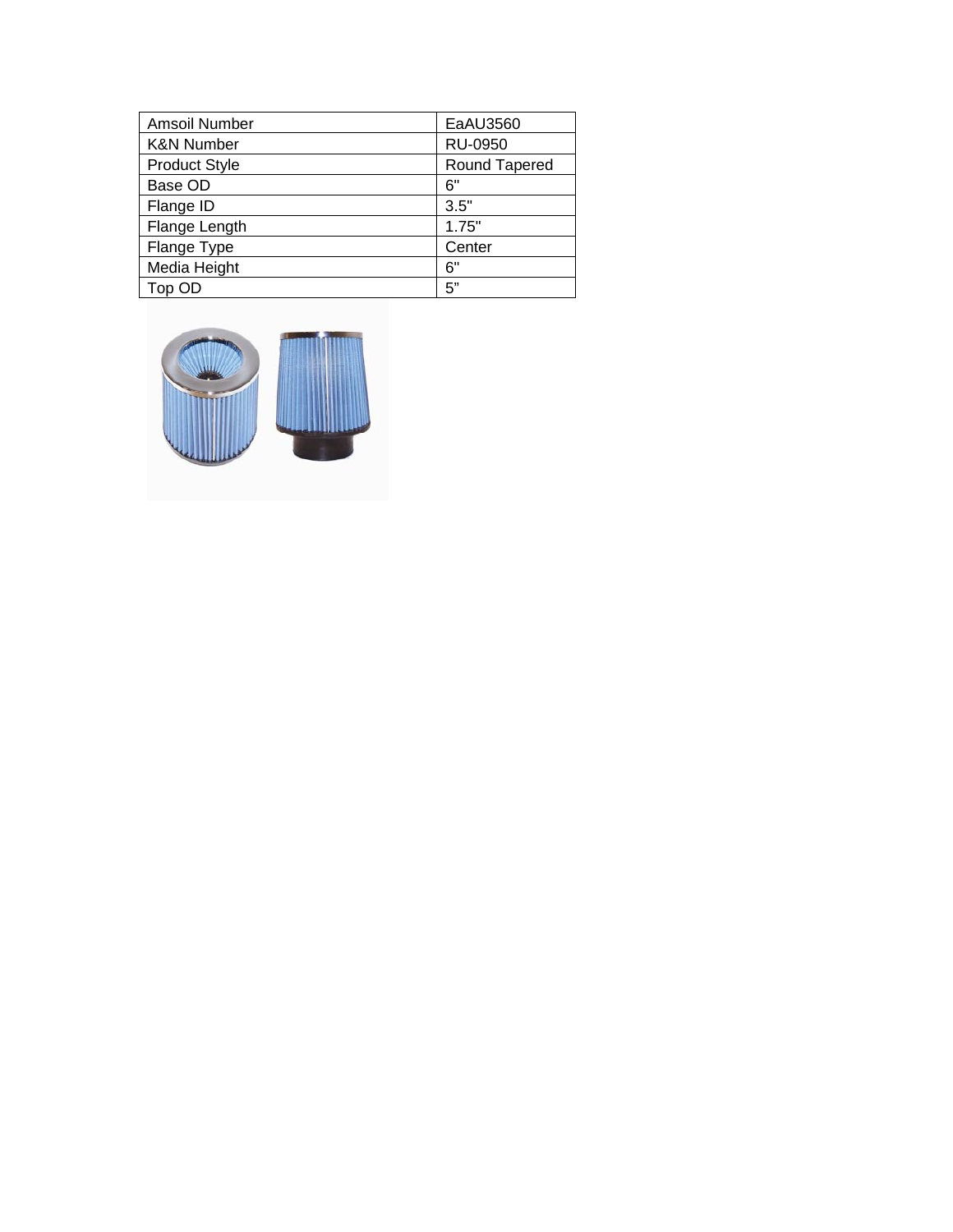| | |
|---|---|
| Amsoil Number | EaAU3560 |
| K&N Number | RU-0950 |
| Product Style | Round Tapered |
| Base OD | 6" |
| Flange ID | 3.5" |
| Flange Length | 1.75" |
| Flange Type | Center |
| Media Height | 6" |
| Top OD | 5” |